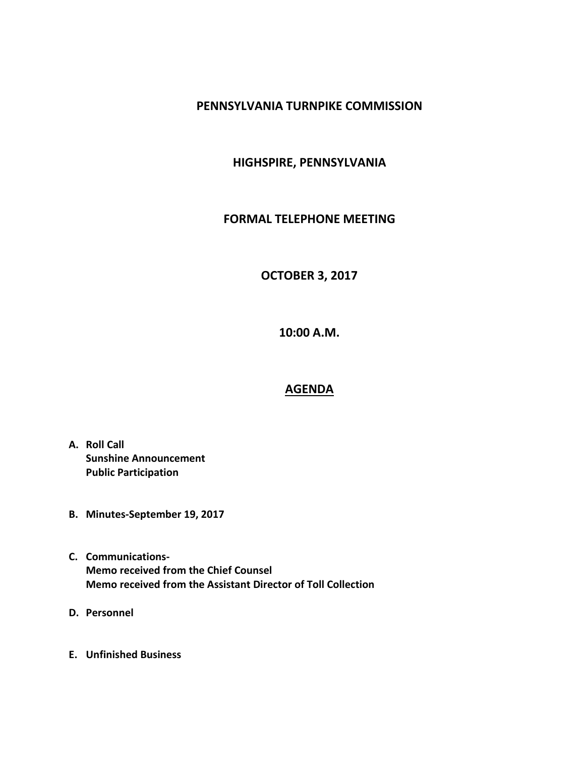# PENNSYLVANIA TURNPIKE COMMISSION

## HIGHSPIRE, PENNSYLVANIA

## FORMAL TELEPHONE MEETING

## OCTOBER 3, 2017

## 10:00 A.M.

## AGENDA

**A. Roll Call**
**Sunshine Announcement**
**Public Participation**

**B. Minutes-September 19, 2017**

**C. Communications-**
**Memo received from the Chief Counsel**
**Memo received from the Assistant Director of Toll Collection**

**D. Personnel**

**E. Unfinished Business**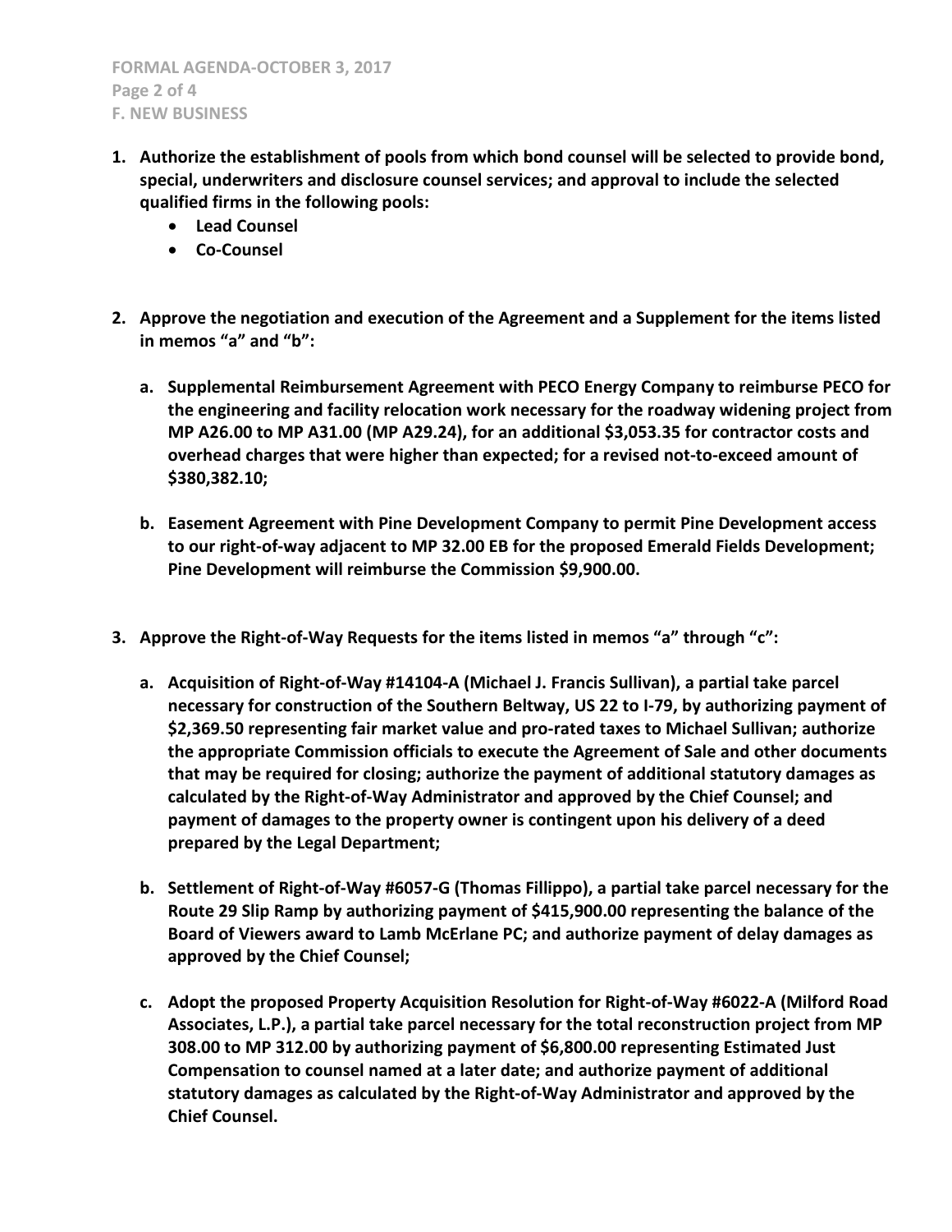**F. NEW BUSINESS**

1. **Authorize the establishment of pools from which bond counsel will be selected to provide bond, special, underwriters and disclosure counsel services; and approval to include the selected qualified firms in the following pools:**
   - **Lead Counsel**
   - **Co-Counsel**

2. **Approve the negotiation and execution of the Agreement and a Supplement for the items listed in memos "a" and "b":**

   a. **Supplemental Reimbursement Agreement with PECO Energy Company to reimburse PECO for the engineering and facility relocation work necessary for the roadway widening project from MP A26.00 to MP A31.00 (MP A29.24), for an additional $3,053.35 for contractor costs and overhead charges that were higher than expected; for a revised not-to-exceed amount of $380,382.10;**

   b. **Easement Agreement with Pine Development Company to permit Pine Development access to our right-of-way adjacent to MP 32.00 EB for the proposed Emerald Fields Development; Pine Development will reimburse the Commission $9,900.00.**

3. **Approve the Right-of-Way Requests for the items listed in memos "a" through "c":**

   a. **Acquisition of Right-of-Way #14104-A (Michael J. Francis Sullivan), a partial take parcel necessary for construction of the Southern Beltway, US 22 to I-79, by authorizing payment of $2,369.50 representing fair market value and pro-rated taxes to Michael Sullivan; authorize the appropriate Commission officials to execute the Agreement of Sale and other documents that may be required for closing; authorize the payment of additional statutory damages as calculated by the Right-of-Way Administrator and approved by the Chief Counsel; and payment of damages to the property owner is contingent upon his delivery of a deed prepared by the Legal Department;**

   b. **Settlement of Right-of-Way #6057-G (Thomas Fillippo), a partial take parcel necessary for the Route 29 Slip Ramp by authorizing payment of $415,900.00 representing the balance of the Board of Viewers award to Lamb McErlane PC; and authorize payment of delay damages as approved by the Chief Counsel;**

   c. **Adopt the proposed Property Acquisition Resolution for Right-of-Way #6022-A (Milford Road Associates, L.P.), a partial take parcel necessary for the total reconstruction project from MP 308.00 to MP 312.00 by authorizing payment of $6,800.00 representing Estimated Just Compensation to counsel named at a later date; and authorize payment of additional statutory damages as calculated by the Right-of-Way Administrator and approved by the Chief Counsel.**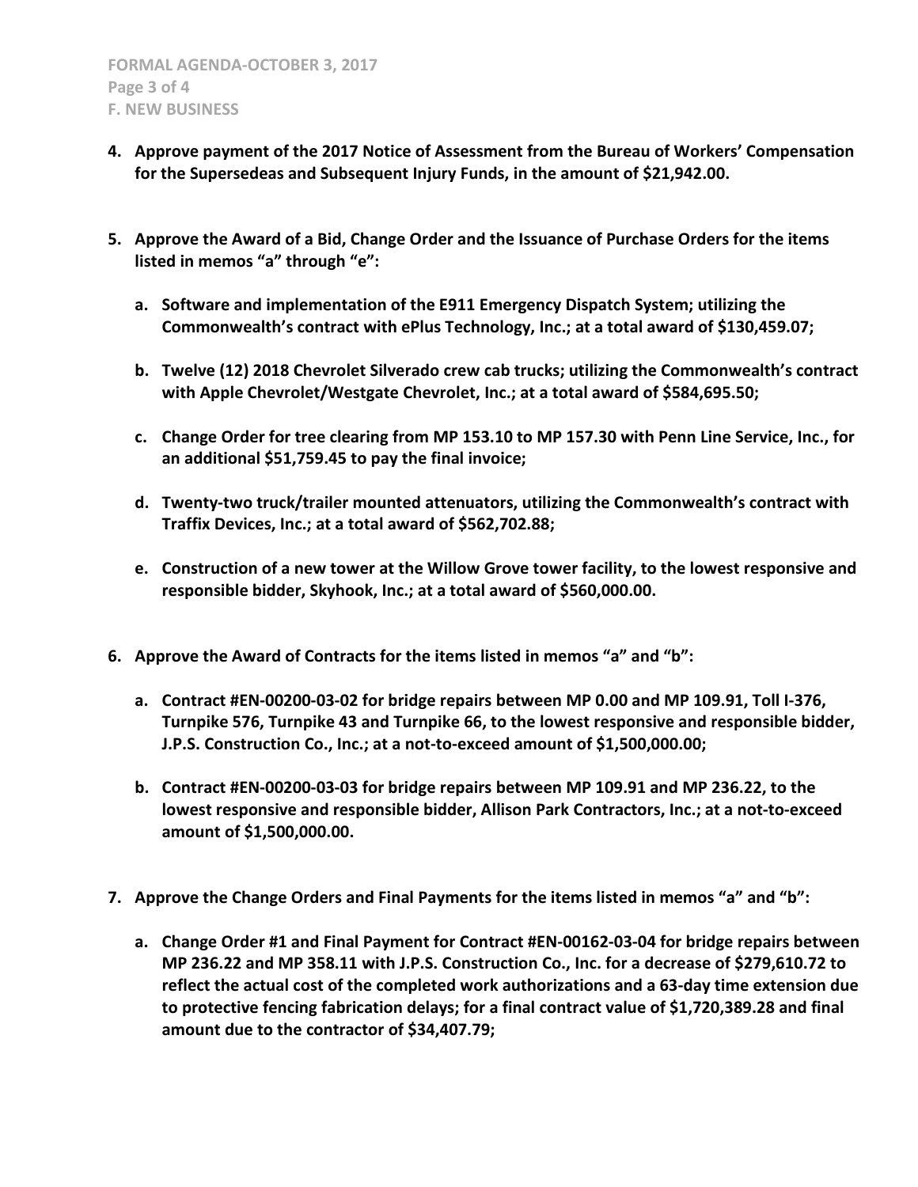4. **Approve payment of the 2017 Notice of Assessment from the Bureau of Workers' Compensation for the Supersedeas and Subsequent Injury Funds, in the amount of $21,942.00.**

5. **Approve the Award of a Bid, Change Order and the Issuance of Purchase Orders for the items listed in memos "a" through "e":**

   a. **Software and implementation of the E911 Emergency Dispatch System; utilizing the Commonwealth's contract with ePlus Technology, Inc.; at a total award of $130,459.07;**

   b. **Twelve (12) 2018 Chevrolet Silverado crew cab trucks; utilizing the Commonwealth's contract with Apple Chevrolet/Westgate Chevrolet, Inc.; at a total award of $584,695.50;**

   c. **Change Order for tree clearing from MP 153.10 to MP 157.30 with Penn Line Service, Inc., for an additional $51,759.45 to pay the final invoice;**

   d. **Twenty-two truck/trailer mounted attenuators, utilizing the Commonwealth's contract with Traffix Devices, Inc.; at a total award of $562,702.88;**

   e. **Construction of a new tower at the Willow Grove tower facility, to the lowest responsive and responsible bidder, Skyhook, Inc.; at a total award of $560,000.00.**

6. **Approve the Award of Contracts for the items listed in memos "a" and "b":**

   a. **Contract #EN-00200-03-02 for bridge repairs between MP 0.00 and MP 109.91, Toll I-376, Turnpike 576, Turnpike 43 and Turnpike 66, to the lowest responsive and responsible bidder, J.P.S. Construction Co., Inc.; at a not-to-exceed amount of $1,500,000.00;**

   b. **Contract #EN-00200-03-03 for bridge repairs between MP 109.91 and MP 236.22, to the lowest responsive and responsible bidder, Allison Park Contractors, Inc.; at a not-to-exceed amount of $1,500,000.00.**

7. **Approve the Change Orders and Final Payments for the items listed in memos "a" and "b":**

   a. **Change Order #1 and Final Payment for Contract #EN-00162-03-04 for bridge repairs between MP 236.22 and MP 358.11 with J.P.S. Construction Co., Inc. for a decrease of $279,610.72 to reflect the actual cost of the completed work authorizations and a 63-day time extension due to protective fencing fabrication delays; for a final contract value of $1,720,389.28 and final amount due to the contractor of $34,407.79;**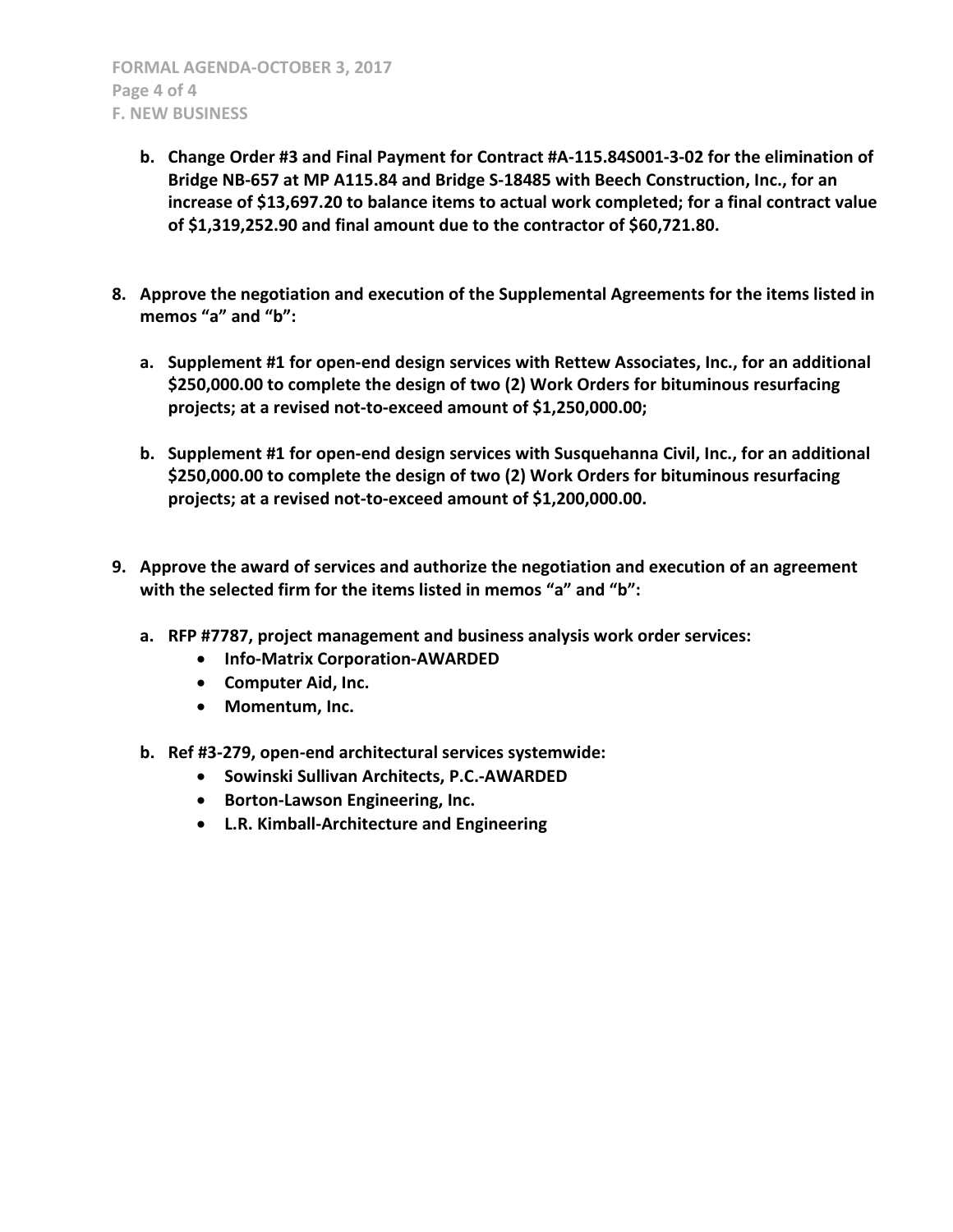**b. Change Order #3 and Final Payment for Contract #A-115.84S001-3-02 for the elimination of Bridge NB-657 at MP A115.84 and Bridge S-18485 with Beech Construction, Inc., for an increase of $13,697.20 to balance items to actual work completed; for a final contract value of $1,319,252.90 and final amount due to the contractor of $60,721.80.**

**8. Approve the negotiation and execution of the Supplemental Agreements for the items listed in memos "a" and "b":**

**a. Supplement #1 for open-end design services with Rettew Associates, Inc., for an additional $250,000.00 to complete the design of two (2) Work Orders for bituminous resurfacing projects; at a revised not-to-exceed amount of $1,250,000.00;**

**b. Supplement #1 for open-end design services with Susquehanna Civil, Inc., for an additional $250,000.00 to complete the design of two (2) Work Orders for bituminous resurfacing projects; at a revised not-to-exceed amount of $1,200,000.00.**

**9. Approve the award of services and authorize the negotiation and execution of an agreement with the selected firm for the items listed in memos "a" and "b":**

**a. RFP #7787, project management and business analysis work order services:**

- **Info-Matrix Corporation-AWARDED**
- **Computer Aid, Inc.**
- **Momentum, Inc.**

**b. Ref #3-279, open-end architectural services systemwide:**

- **Sowinski Sullivan Architects, P.C.-AWARDED**
- **Borton-Lawson Engineering, Inc.**
- **L.R. Kimball-Architecture and Engineering**